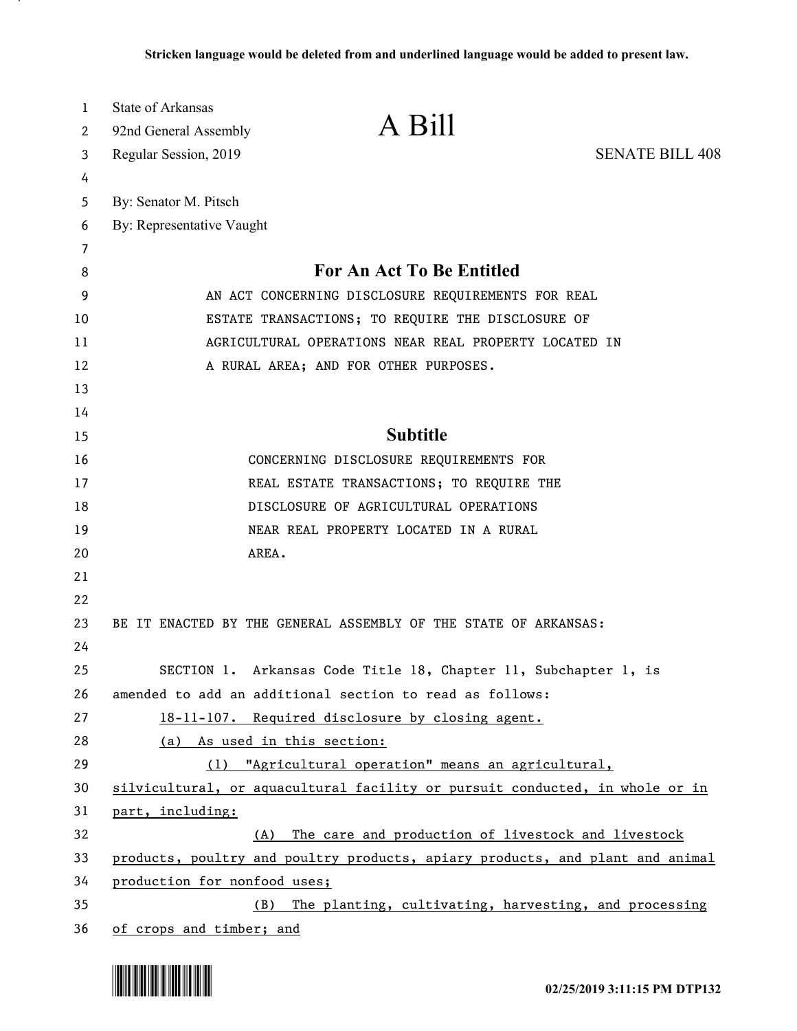**Stricken language would be deleted from and underlined language would be added to present law.**

State of Arkansas
92nd General Assembly
Regular Session, 2019

# A Bill

SENATE BILL 408

By: Senator M. Pitsch
By: Representative Vaught

## For An Act To Be Entitled

AN ACT CONCERNING DISCLOSURE REQUIREMENTS FOR REAL ESTATE TRANSACTIONS; TO REQUIRE THE DISCLOSURE OF AGRICULTURAL OPERATIONS NEAR REAL PROPERTY LOCATED IN A RURAL AREA; AND FOR OTHER PURPOSES.

## Subtitle

CONCERNING DISCLOSURE REQUIREMENTS FOR REAL ESTATE TRANSACTIONS; TO REQUIRE THE DISCLOSURE OF AGRICULTURAL OPERATIONS NEAR REAL PROPERTY LOCATED IN A RURAL AREA.

BE IT ENACTED BY THE GENERAL ASSEMBLY OF THE STATE OF ARKANSAS:

SECTION 1. Arkansas Code Title 18, Chapter 11, Subchapter 1, is amended to add an additional section to read as follows:

<u>18-11-107. Required disclosure by closing agent.</u>

<u>(a) As used in this section:</u>

<u>(1) "Agricultural operation" means an agricultural, silvicultural, or aquacultural facility or pursuit conducted, in whole or in part, including:</u>

<u>(A) The care and production of livestock and livestock products, poultry and poultry products, apiary products, and plant and animal production for nonfood uses;</u>

<u>(B) The planting, cultivating, harvesting, and processing of crops and timber; and</u>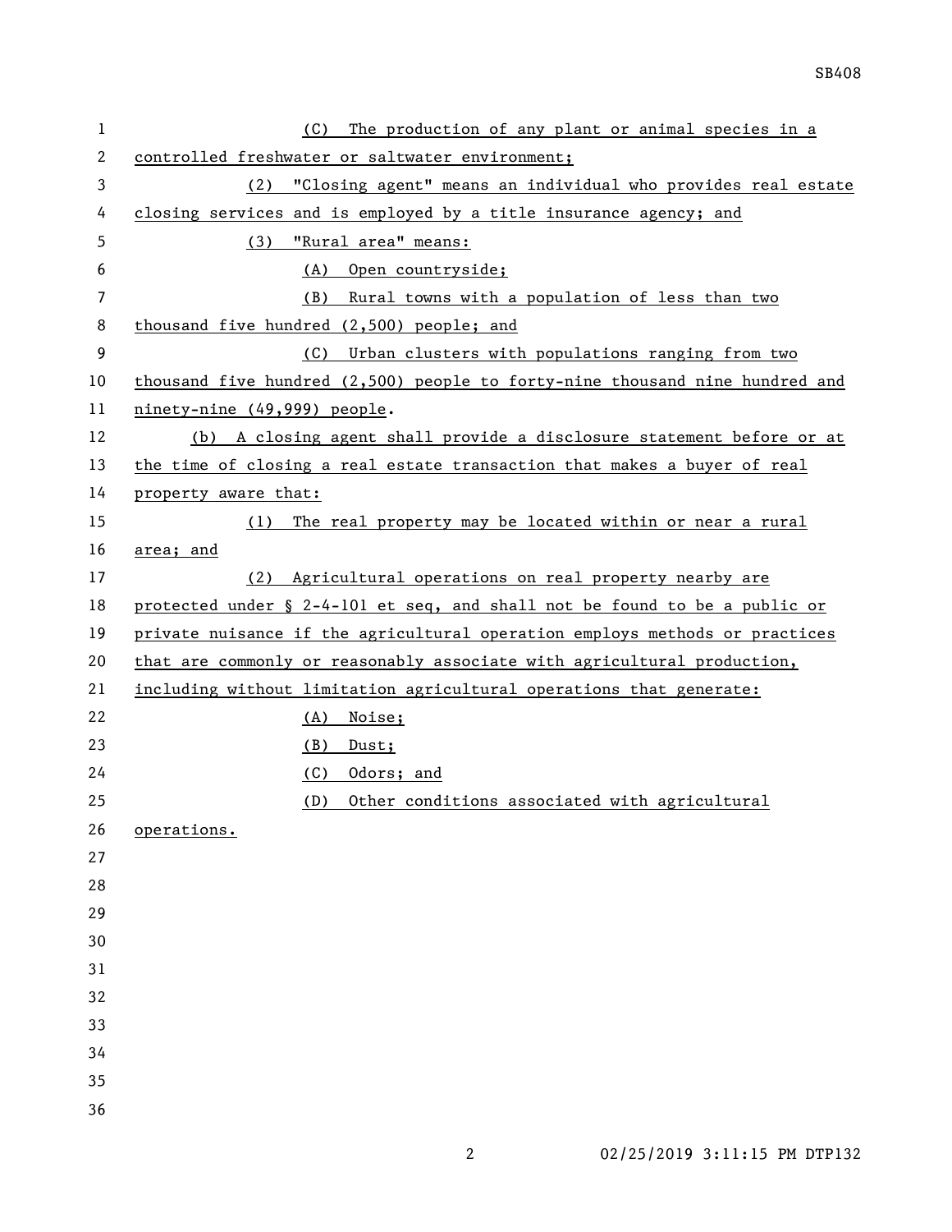(C) The production of any plant or animal species in a controlled freshwater or saltwater environment;

(2) "Closing agent" means an individual who provides real estate closing services and is employed by a title insurance agency; and

(3) "Rural area" means:

(A) Open countryside;

(B) Rural towns with a population of less than two thousand five hundred (2,500) people; and

(C) Urban clusters with populations ranging from two thousand five hundred (2,500) people to forty-nine thousand nine hundred and ninety-nine (49,999) people.

(b) A closing agent shall provide a disclosure statement before or at the time of closing a real estate transaction that makes a buyer of real property aware that:

(1) The real property may be located within or near a rural area; and

(2) Agricultural operations on real property nearby are protected under § 2-4-101 et seq, and shall not be found to be a public or private nuisance if the agricultural operation employs methods or practices that are commonly or reasonably associate with agricultural production, including without limitation agricultural operations that generate:

(A) Noise;

(B) Dust;

(C) Odors; and

(D) Other conditions associated with agricultural operations.